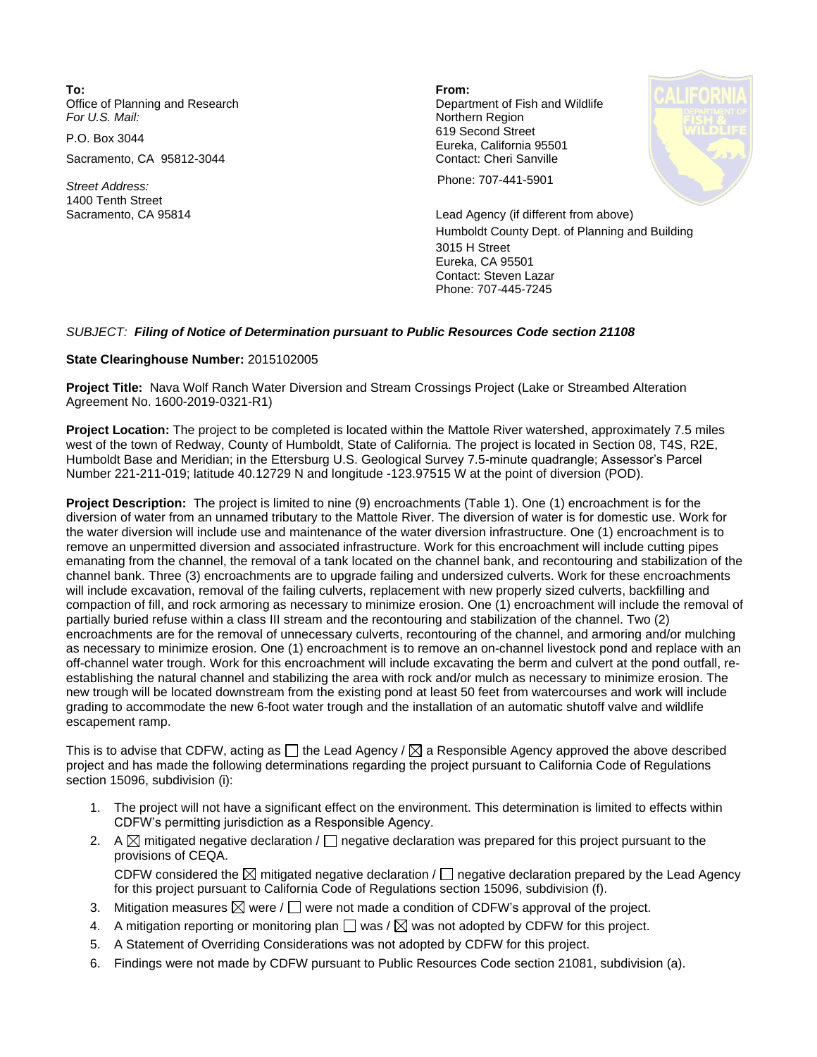**To:**
Office of Planning and Research
*For U.S. Mail:*

P.O. Box 3044

Sacramento, CA 95812-3044

*Street Address:*
1400 Tenth Street
Sacramento, CA 95814

**From:**
Department of Fish and Wildlife
Northern Region
619 Second Street
Eureka, California 95501
Contact: Cheri Sanville

Phone: 707-441-5901

Lead Agency (if different from above)
Humboldt County Dept. of Planning and Building
3015 H Street
Eureka, CA 95501
Contact: Steven Lazar
Phone: 707-445-7245

*SUBJECT:* ***Filing of Notice of Determination pursuant to Public Resources Code section 21108***

**State Clearinghouse Number:** 2015102005

**Project Title:** Nava Wolf Ranch Water Diversion and Stream Crossings Project (Lake or Streambed Alteration Agreement No. 1600-2019-0321-R1)

**Project Location:** The project to be completed is located within the Mattole River watershed, approximately 7.5 miles west of the town of Redway, County of Humboldt, State of California. The project is located in Section 08, T4S, R2E, Humboldt Base and Meridian; in the Ettersburg U.S. Geological Survey 7.5-minute quadrangle; Assessor's Parcel Number 221-211-019; latitude 40.12729 N and longitude -123.97515 W at the point of diversion (POD).

**Project Description:** The project is limited to nine (9) encroachments (Table 1). One (1) encroachment is for the diversion of water from an unnamed tributary to the Mattole River. The diversion of water is for domestic use. Work for the water diversion will include use and maintenance of the water diversion infrastructure. One (1) encroachment is to remove an unpermitted diversion and associated infrastructure. Work for this encroachment will include cutting pipes emanating from the channel, the removal of a tank located on the channel bank, and recontouring and stabilization of the channel bank. Three (3) encroachments are to upgrade failing and undersized culverts. Work for these encroachments will include excavation, removal of the failing culverts, replacement with new properly sized culverts, backfilling and compaction of fill, and rock armoring as necessary to minimize erosion. One (1) encroachment will include the removal of partially buried refuse within a class III stream and the recontouring and stabilization of the channel. Two (2) encroachments are for the removal of unnecessary culverts, recontouring of the channel, and armoring and/or mulching as necessary to minimize erosion. One (1) encroachment is to remove an on-channel livestock pond and replace with an off-channel water trough. Work for this encroachment will include excavating the berm and culvert at the pond outfall, re-establishing the natural channel and stabilizing the area with rock and/or mulch as necessary to minimize erosion. The new trough will be located downstream from the existing pond at least 50 feet from watercourses and work will include grading to accommodate the new 6-foot water trough and the installation of an automatic shutoff valve and wildlife escapement ramp.

This is to advise that CDFW, acting as ☐ the Lead Agency / ☒ a Responsible Agency approved the above described project and has made the following determinations regarding the project pursuant to California Code of Regulations section 15096, subdivision (i):

1. The project will not have a significant effect on the environment. This determination is limited to effects within CDFW's permitting jurisdiction as a Responsible Agency.
2. A ☒ mitigated negative declaration / ☐ negative declaration was prepared for this project pursuant to the provisions of CEQA.

   CDFW considered the ☒ mitigated negative declaration / ☐ negative declaration prepared by the Lead Agency for this project pursuant to California Code of Regulations section 15096, subdivision (f).
3. Mitigation measures ☒ were / ☐ were not made a condition of CDFW's approval of the project.
4. A mitigation reporting or monitoring plan ☐ was / ☒ was not adopted by CDFW for this project.
5. A Statement of Overriding Considerations was not adopted by CDFW for this project.
6. Findings were not made by CDFW pursuant to Public Resources Code section 21081, subdivision (a).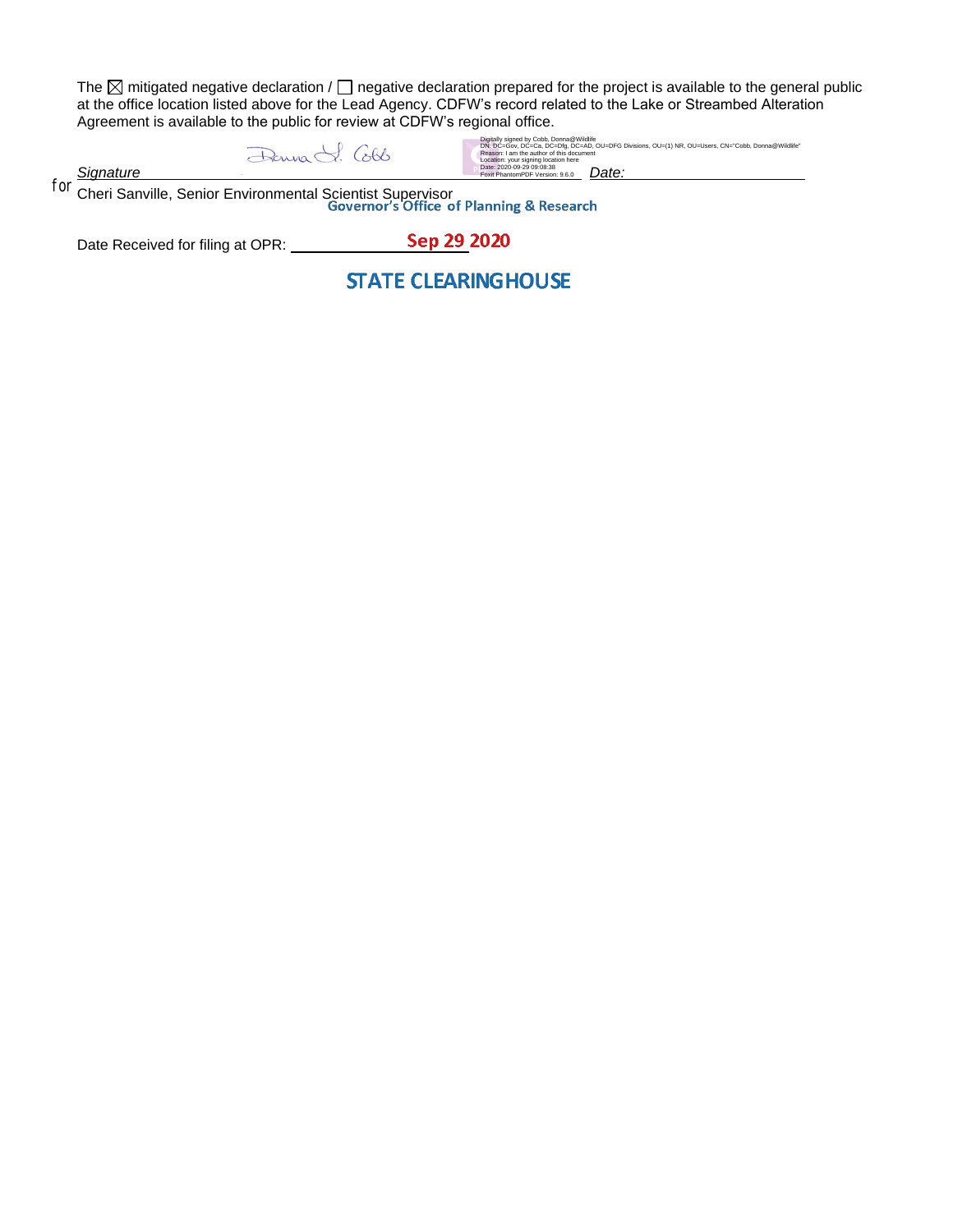The ☒ mitigated negative declaration / ☐ negative declaration prepared for the project is available to the general public at the office location listed above for the Lead Agency. CDFW's record related to the Lake or Streambed Alteration Agreement is available to the public for review at CDFW's regional office.

Donna L. Cobb

Digitally signed by Cobb, Donna@Wildlife
DN: DC=Gov, DC=Ca, DC=Dfg, DC=AD, OU=DFG Divisions, OU=(1) NR, OU=Users, CN="Cobb, Donna@Wildlife"
Reason: I am the author of this document
Location: your signing location here
Date: 2020-09-29 09:08:38
Foxit PhantomPDF Version: 9.6.0

*Signature* *Date:*

for Cheri Sanville, Senior Environmental Scientist Supervisor

Governor's Office of Planning & Research

Date Received for filing at OPR: Sep 29 2020

STATE CLEARINGHOUSE